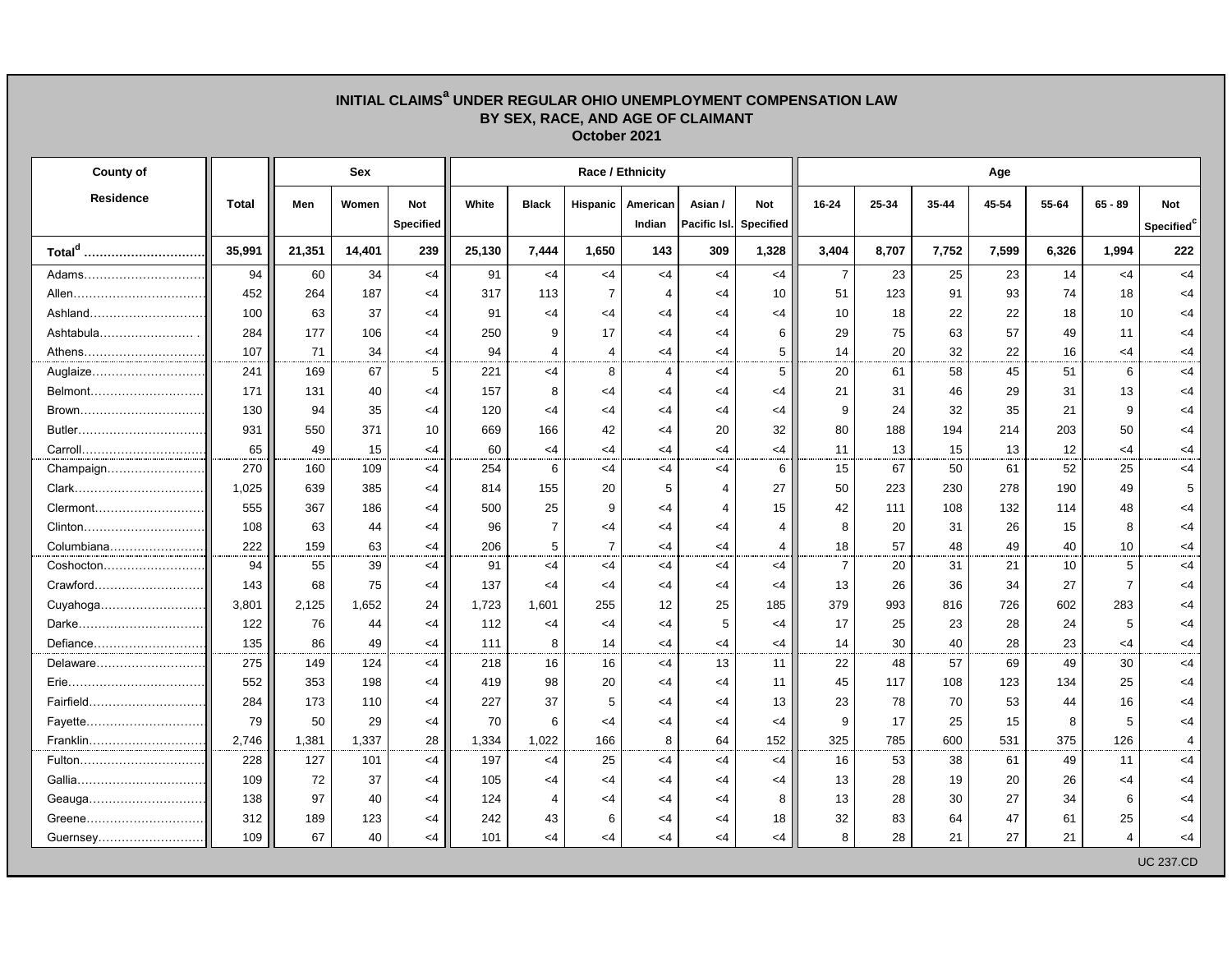# INITIAL CLAIMS[a] UNDER REGULAR OHIO UNEMPLOYMENT COMPENSATION LAW
## BY SEX, RACE, AND AGE OF CLAIMANT
### October 2021

| County of Residence | Total | Sex | | | Race / Ethnicity | | | | | | Age | | | | | | |
|---|---|---|---|---|---|---|---|---|---|---|---|---|---|---|---|---|---|
| | | Men | Women | Not Specified | White | Black | Hispanic | American Indian | Asian / Pacific Isl. | Not Specified | 16-24 | 25-34 | 35-44 | 45-54 | 55-64 | 65 - 89 | Not Specified[c] |
| **Total[d]** | **35,991** | **21,351** | **14,401** | **239** | **25,130** | **7,444** | **1,650** | **143** | **309** | **1,328** | **3,404** | **8,707** | **7,752** | **7,599** | **6,326** | **1,994** | **222** |
| Adams | 94 | 60 | 34 | <4 | 91 | <4 | <4 | <4 | <4 | <4 | 7 | 23 | 25 | 23 | 14 | <4 | <4 |
| Allen | 452 | 264 | 187 | <4 | 317 | 113 | 7 | 4 | <4 | 10 | 51 | 123 | 91 | 93 | 74 | 18 | <4 |
| Ashland | 100 | 63 | 37 | <4 | 91 | <4 | <4 | <4 | <4 | <4 | 10 | 18 | 22 | 22 | 18 | 10 | <4 |
| Ashtabula | 284 | 177 | 106 | <4 | 250 | 9 | 17 | <4 | <4 | 6 | 29 | 75 | 63 | 57 | 49 | 11 | <4 |
| Athens | 107 | 71 | 34 | <4 | 94 | 4 | 4 | <4 | <4 | 5 | 14 | 20 | 32 | 22 | 16 | <4 | <4 |
| Auglaize | 241 | 169 | 67 | 5 | 221 | <4 | 8 | 4 | <4 | 5 | 20 | 61 | 58 | 45 | 51 | 6 | <4 |
| Belmont | 171 | 131 | 40 | <4 | 157 | 8 | <4 | <4 | <4 | <4 | 21 | 31 | 46 | 29 | 31 | 13 | <4 |
| Brown | 130 | 94 | 35 | <4 | 120 | <4 | <4 | <4 | <4 | <4 | 9 | 24 | 32 | 35 | 21 | 9 | <4 |
| Butler | 931 | 550 | 371 | 10 | 669 | 166 | 42 | <4 | 20 | 32 | 80 | 188 | 194 | 214 | 203 | 50 | <4 |
| Carroll | 65 | 49 | 15 | <4 | 60 | <4 | <4 | <4 | <4 | <4 | 11 | 13 | 15 | 13 | 12 | <4 | <4 |
| Champaign | 270 | 160 | 109 | <4 | 254 | 6 | <4 | <4 | <4 | 6 | 15 | 67 | 50 | 61 | 52 | 25 | <4 |
| Clark | 1,025 | 639 | 385 | <4 | 814 | 155 | 20 | 5 | 4 | 27 | 50 | 223 | 230 | 278 | 190 | 49 | 5 |
| Clermont | 555 | 367 | 186 | <4 | 500 | 25 | 9 | <4 | 4 | 15 | 42 | 111 | 108 | 132 | 114 | 48 | <4 |
| Clinton | 108 | 63 | 44 | <4 | 96 | 7 | <4 | <4 | <4 | 4 | 8 | 20 | 31 | 26 | 15 | 8 | <4 |
| Columbiana | 222 | 159 | 63 | <4 | 206 | 5 | 7 | <4 | <4 | 4 | 18 | 57 | 48 | 49 | 40 | 10 | <4 |
| Coshocton | 94 | 55 | 39 | <4 | 91 | <4 | <4 | <4 | <4 | <4 | 7 | 20 | 31 | 21 | 10 | 5 | <4 |
| Crawford | 143 | 68 | 75 | <4 | 137 | <4 | <4 | <4 | <4 | <4 | 13 | 26 | 36 | 34 | 27 | 7 | <4 |
| Cuyahoga | 3,801 | 2,125 | 1,652 | 24 | 1,723 | 1,601 | 255 | 12 | 25 | 185 | 379 | 993 | 816 | 726 | 602 | 283 | <4 |
| Darke | 122 | 76 | 44 | <4 | 112 | <4 | <4 | <4 | 5 | <4 | 17 | 25 | 23 | 28 | 24 | 5 | <4 |
| Defiance | 135 | 86 | 49 | <4 | 111 | 8 | 14 | <4 | <4 | <4 | 14 | 30 | 40 | 28 | 23 | <4 | <4 |
| Delaware | 275 | 149 | 124 | <4 | 218 | 16 | 16 | <4 | 13 | 11 | 22 | 48 | 57 | 69 | 49 | 30 | <4 |
| Erie | 552 | 353 | 198 | <4 | 419 | 98 | 20 | <4 | <4 | 11 | 45 | 117 | 108 | 123 | 134 | 25 | <4 |
| Fairfield | 284 | 173 | 110 | <4 | 227 | 37 | 5 | <4 | <4 | 13 | 23 | 78 | 70 | 53 | 44 | 16 | <4 |
| Fayette | 79 | 50 | 29 | <4 | 70 | 6 | <4 | <4 | <4 | <4 | 9 | 17 | 25 | 15 | 8 | 5 | <4 |
| Franklin | 2,746 | 1,381 | 1,337 | 28 | 1,334 | 1,022 | 166 | 8 | 64 | 152 | 325 | 785 | 600 | 531 | 375 | 126 | 4 |
| Fulton | 228 | 127 | 101 | <4 | 197 | <4 | 25 | <4 | <4 | <4 | 16 | 53 | 38 | 61 | 49 | 11 | <4 |
| Gallia | 109 | 72 | 37 | <4 | 105 | <4 | <4 | <4 | <4 | <4 | 13 | 28 | 19 | 20 | 26 | <4 | <4 |
| Geauga | 138 | 97 | 40 | <4 | 124 | 4 | <4 | <4 | <4 | 8 | 13 | 28 | 30 | 27 | 34 | 6 | <4 |
| Greene | 312 | 189 | 123 | <4 | 242 | 43 | 6 | <4 | <4 | 18 | 32 | 83 | 64 | 47 | 61 | 25 | <4 |
| Guernsey | 109 | 67 | 40 | <4 | 101 | <4 | <4 | <4 | <4 | <4 | 8 | 28 | 21 | 27 | 21 | 4 | <4 |

UC 237.CD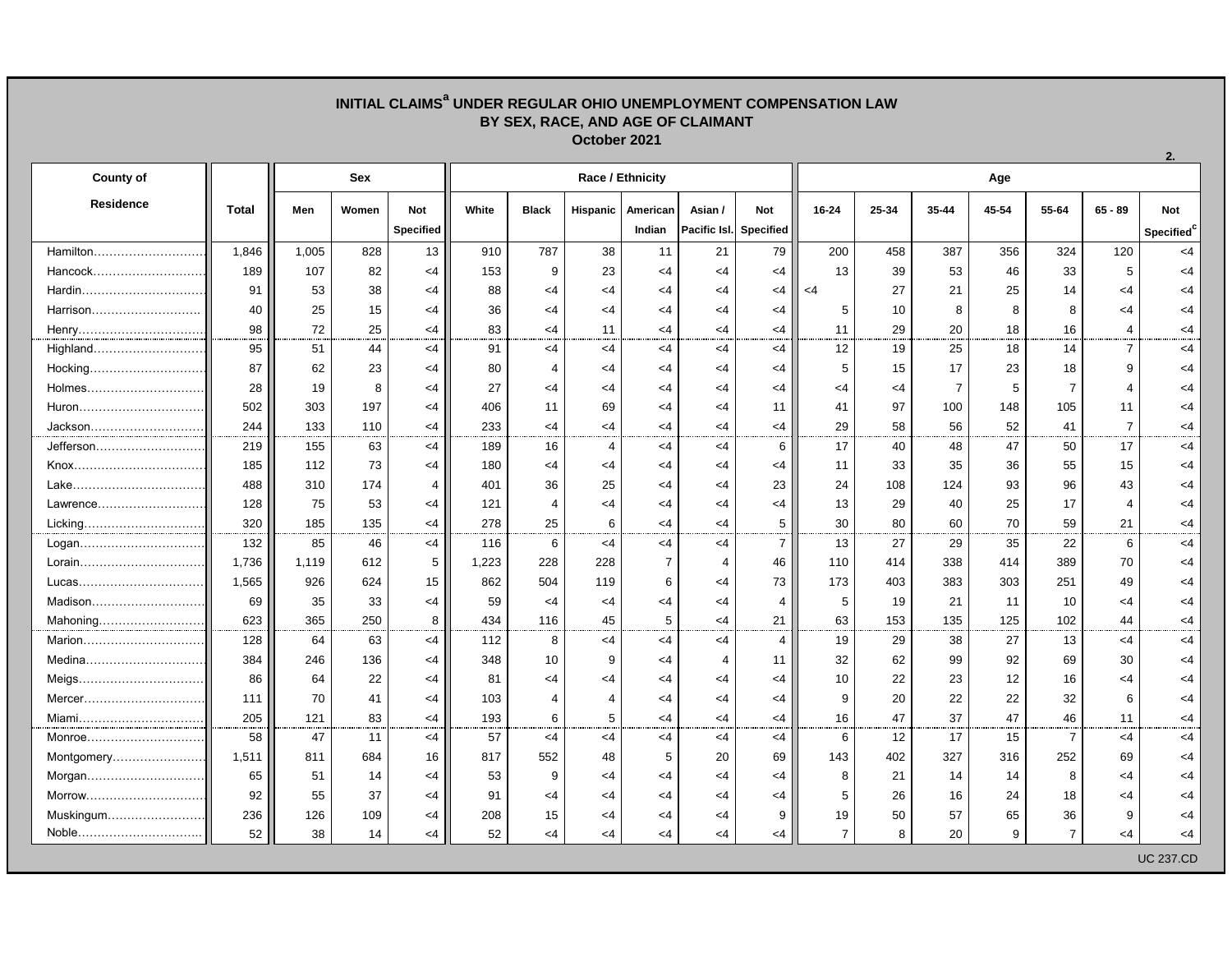## INITIAL CLAIMS[a] UNDER REGULAR OHIO UNEMPLOYMENT COMPENSATION LAW BY SEX, RACE, AND AGE OF CLAIMANT

### October 2021

2.

| County of Residence | Total | Sex | | | Race / Ethnicity | | | | | | Age | | | | | | |
|---|---|---|---|---|---|---|---|---|---|---|---|---|---|---|---|---|---|
| | | Men | Women | Not Specified | White | Black | Hispanic | American Indian | Asian / Pacific Isl. | Not Specified | 16-24 | 25-34 | 35-44 | 45-54 | 55-64 | 65 - 89 | Not Specified[c] |
| Hamilton | 1,846 | 1,005 | 828 | 13 | 910 | 787 | 38 | 11 | 21 | 79 | 200 | 458 | 387 | 356 | 324 | 120 | <4 |
| Hancock | 189 | 107 | 82 | <4 | 153 | 9 | 23 | <4 | <4 | <4 | 13 | 39 | 53 | 46 | 33 | 5 | <4 |
| Hardin | 91 | 53 | 38 | <4 | 88 | <4 | <4 | <4 | <4 | <4 | <4 | 27 | 21 | 25 | 14 | <4 | <4 |
| Harrison | 40 | 25 | 15 | <4 | 36 | <4 | <4 | <4 | <4 | <4 | 5 | 10 | 8 | 8 | 8 | <4 | <4 |
| Henry | 98 | 72 | 25 | <4 | 83 | <4 | 11 | <4 | <4 | <4 | 11 | 29 | 20 | 18 | 16 | 4 | <4 |
| Highland | 95 | 51 | 44 | <4 | 91 | <4 | <4 | <4 | <4 | <4 | 12 | 19 | 25 | 18 | 14 | 7 | <4 |
| Hocking | 87 | 62 | 23 | <4 | 80 | 4 | <4 | <4 | <4 | <4 | 5 | 15 | 17 | 23 | 18 | 9 | <4 |
| Holmes | 28 | 19 | 8 | <4 | 27 | <4 | <4 | <4 | <4 | <4 | <4 | <4 | 7 | 5 | 7 | 4 | <4 |
| Huron | 502 | 303 | 197 | <4 | 406 | 11 | 69 | <4 | <4 | 11 | 41 | 97 | 100 | 148 | 105 | 11 | <4 |
| Jackson | 244 | 133 | 110 | <4 | 233 | <4 | <4 | <4 | <4 | <4 | 29 | 58 | 56 | 52 | 41 | 7 | <4 |
| Jefferson | 219 | 155 | 63 | <4 | 189 | 16 | 4 | <4 | <4 | 6 | 17 | 40 | 48 | 47 | 50 | 17 | <4 |
| Knox | 185 | 112 | 73 | <4 | 180 | <4 | <4 | <4 | <4 | <4 | 11 | 33 | 35 | 36 | 55 | 15 | <4 |
| Lake | 488 | 310 | 174 | 4 | 401 | 36 | 25 | <4 | <4 | 23 | 24 | 108 | 124 | 93 | 96 | 43 | <4 |
| Lawrence | 128 | 75 | 53 | <4 | 121 | 4 | <4 | <4 | <4 | <4 | 13 | 29 | 40 | 25 | 17 | 4 | <4 |
| Licking | 320 | 185 | 135 | <4 | 278 | 25 | 6 | <4 | <4 | 5 | 30 | 80 | 60 | 70 | 59 | 21 | <4 |
| Logan | 132 | 85 | 46 | <4 | 116 | 6 | <4 | <4 | <4 | 7 | 13 | 27 | 29 | 35 | 22 | 6 | <4 |
| Lorain | 1,736 | 1,119 | 612 | 5 | 1,223 | 228 | 228 | 7 | 4 | 46 | 110 | 414 | 338 | 414 | 389 | 70 | <4 |
| Lucas | 1,565 | 926 | 624 | 15 | 862 | 504 | 119 | 6 | <4 | 73 | 173 | 403 | 383 | 303 | 251 | 49 | <4 |
| Madison | 69 | 35 | 33 | <4 | 59 | <4 | <4 | <4 | <4 | 4 | 5 | 19 | 21 | 11 | 10 | <4 | <4 |
| Mahoning | 623 | 365 | 250 | 8 | 434 | 116 | 45 | 5 | <4 | 21 | 63 | 153 | 135 | 125 | 102 | 44 | <4 |
| Marion | 128 | 64 | 63 | <4 | 112 | 8 | <4 | <4 | <4 | 4 | 19 | 29 | 38 | 27 | 13 | <4 | <4 |
| Medina | 384 | 246 | 136 | <4 | 348 | 10 | 9 | <4 | 4 | 11 | 32 | 62 | 99 | 92 | 69 | 30 | <4 |
| Meigs | 86 | 64 | 22 | <4 | 81 | <4 | <4 | <4 | <4 | <4 | 10 | 22 | 23 | 12 | 16 | <4 | <4 |
| Mercer | 111 | 70 | 41 | <4 | 103 | 4 | 4 | <4 | <4 | <4 | 9 | 20 | 22 | 22 | 32 | 6 | <4 |
| Miami | 205 | 121 | 83 | <4 | 193 | 6 | 5 | <4 | <4 | <4 | 16 | 47 | 37 | 47 | 46 | 11 | <4 |
| Monroe | 58 | 47 | 11 | <4 | 57 | <4 | <4 | <4 | <4 | <4 | 6 | 12 | 17 | 15 | 7 | <4 | <4 |
| Montgomery | 1,511 | 811 | 684 | 16 | 817 | 552 | 48 | 5 | 20 | 69 | 143 | 402 | 327 | 316 | 252 | 69 | <4 |
| Morgan | 65 | 51 | 14 | <4 | 53 | 9 | <4 | <4 | <4 | <4 | 8 | 21 | 14 | 14 | 8 | <4 | <4 |
| Morrow | 92 | 55 | 37 | <4 | 91 | <4 | <4 | <4 | <4 | <4 | 5 | 26 | 16 | 24 | 18 | <4 | <4 |
| Muskingum | 236 | 126 | 109 | <4 | 208 | 15 | <4 | <4 | <4 | 9 | 19 | 50 | 57 | 65 | 36 | 9 | <4 |
| Noble | 52 | 38 | 14 | <4 | 52 | <4 | <4 | <4 | <4 | <4 | 7 | 8 | 20 | 9 | 7 | <4 | <4 |

UC 237.CD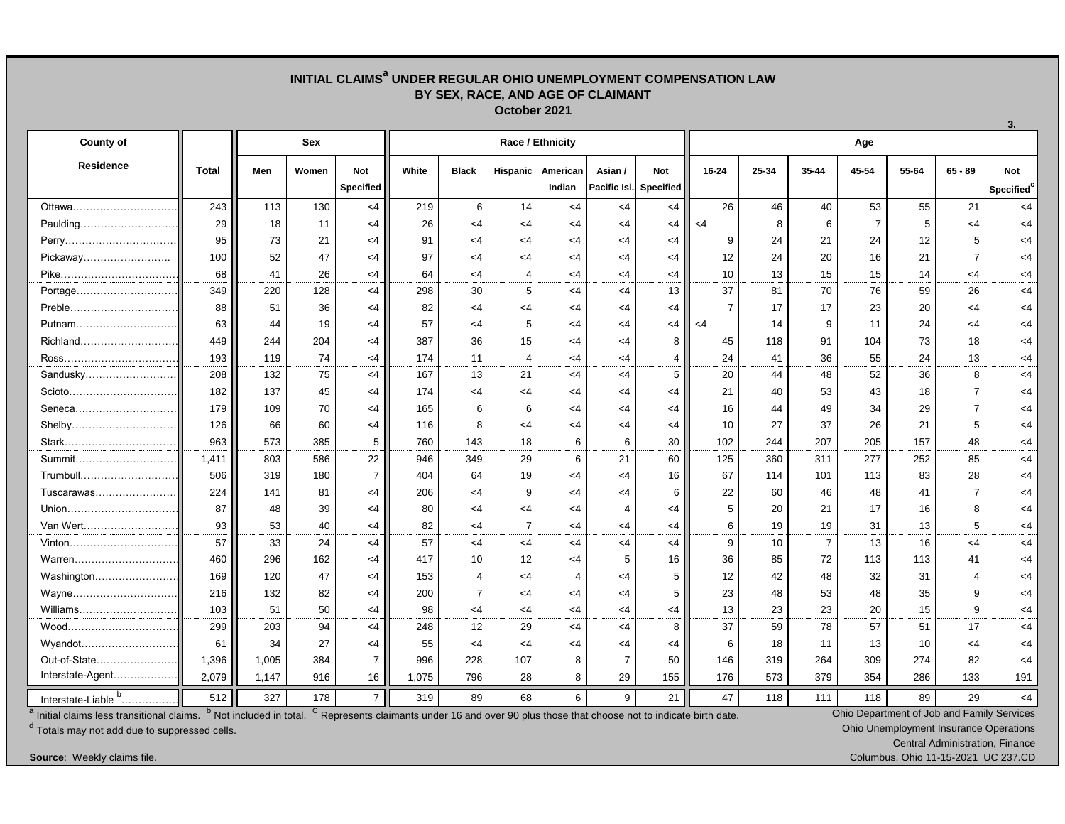## INITIAL CLAIMS[a] UNDER REGULAR OHIO UNEMPLOYMENT COMPENSATION LAW BY SEX, RACE, AND AGE OF CLAIMANT

October 2021

3.

| County of Residence | Total | Sex | | | Race / Ethnicity | | | | | | Age | | | | | | |
|---|---|---|---|---|---|---|---|---|---|---|---|---|---|---|---|---|---|
| | | Men | Women | Not Specified | White | Black | Hispanic | American Indian | Asian / Pacific Isl. | Not Specified | 16-24 | 25-34 | 35-44 | 45-54 | 55-64 | 65 - 89 | Not Specified[c] |
| Ottawa | 243 | 113 | 130 | <4 | 219 | 6 | 14 | <4 | <4 | <4 | 26 | 46 | 40 | 53 | 55 | 21 | <4 |
| Paulding | 29 | 18 | 11 | <4 | 26 | <4 | <4 | <4 | <4 | <4 | <4 | 8 | 6 | 7 | 5 | <4 | <4 |
| Perry | 95 | 73 | 21 | <4 | 91 | <4 | <4 | <4 | <4 | <4 | 9 | 24 | 21 | 24 | 12 | 5 | <4 |
| Pickaway | 100 | 52 | 47 | <4 | 97 | <4 | <4 | <4 | <4 | <4 | 12 | 24 | 20 | 16 | 21 | 7 | <4 |
| Pike | 68 | 41 | 26 | <4 | 64 | <4 | 4 | <4 | <4 | <4 | 10 | 13 | 15 | 15 | 14 | <4 | <4 |
| Portage | 349 | 220 | 128 | <4 | 298 | 30 | 5 | <4 | <4 | 13 | 37 | 81 | 70 | 76 | 59 | 26 | <4 |
| Preble | 88 | 51 | 36 | <4 | 82 | <4 | <4 | <4 | <4 | <4 | 7 | 17 | 17 | 23 | 20 | <4 | <4 |
| Putnam | 63 | 44 | 19 | <4 | 57 | <4 | 5 | <4 | <4 | <4 | <4 | 14 | 9 | 11 | 24 | <4 | <4 |
| Richland | 449 | 244 | 204 | <4 | 387 | 36 | 15 | <4 | <4 | 8 | 45 | 118 | 91 | 104 | 73 | 18 | <4 |
| Ross | 193 | 119 | 74 | <4 | 174 | 11 | 4 | <4 | <4 | 4 | 24 | 41 | 36 | 55 | 24 | 13 | <4 |
| Sandusky | 208 | 132 | 75 | <4 | 167 | 13 | 21 | <4 | <4 | 5 | 20 | 44 | 48 | 52 | 36 | 8 | <4 |
| Scioto | 182 | 137 | 45 | <4 | 174 | <4 | <4 | <4 | <4 | <4 | 21 | 40 | 53 | 43 | 18 | 7 | <4 |
| Seneca | 179 | 109 | 70 | <4 | 165 | 6 | 6 | <4 | <4 | <4 | 16 | 44 | 49 | 34 | 29 | 7 | <4 |
| Shelby | 126 | 66 | 60 | <4 | 116 | 8 | <4 | <4 | <4 | <4 | 10 | 27 | 37 | 26 | 21 | 5 | <4 |
| Stark | 963 | 573 | 385 | 5 | 760 | 143 | 18 | 6 | 6 | 30 | 102 | 244 | 207 | 205 | 157 | 48 | <4 |
| Summit | 1,411 | 803 | 586 | 22 | 946 | 349 | 29 | 6 | 21 | 60 | 125 | 360 | 311 | 277 | 252 | 85 | <4 |
| Trumbull | 506 | 319 | 180 | 7 | 404 | 64 | 19 | <4 | <4 | 16 | 67 | 114 | 101 | 113 | 83 | 28 | <4 |
| Tuscarawas | 224 | 141 | 81 | <4 | 206 | <4 | 9 | <4 | <4 | 6 | 22 | 60 | 46 | 48 | 41 | 7 | <4 |
| Union | 87 | 48 | 39 | <4 | 80 | <4 | <4 | <4 | 4 | <4 | 5 | 20 | 21 | 17 | 16 | 8 | <4 |
| Van Wert | 93 | 53 | 40 | <4 | 82 | <4 | 7 | <4 | <4 | <4 | 6 | 19 | 19 | 31 | 13 | 5 | <4 |
| Vinton | 57 | 33 | 24 | <4 | 57 | <4 | <4 | <4 | <4 | <4 | 9 | 10 | 7 | 13 | 16 | <4 | <4 |
| Warren | 460 | 296 | 162 | <4 | 417 | 10 | 12 | <4 | 5 | 16 | 36 | 85 | 72 | 113 | 113 | 41 | <4 |
| Washington | 169 | 120 | 47 | <4 | 153 | 4 | <4 | 4 | <4 | 5 | 12 | 42 | 48 | 32 | 31 | 4 | <4 |
| Wayne | 216 | 132 | 82 | <4 | 200 | 7 | <4 | <4 | <4 | 5 | 23 | 48 | 53 | 48 | 35 | 9 | <4 |
| Williams | 103 | 51 | 50 | <4 | 98 | <4 | <4 | <4 | <4 | <4 | 13 | 23 | 23 | 20 | 15 | 9 | <4 |
| Wood | 299 | 203 | 94 | <4 | 248 | 12 | 29 | <4 | <4 | 8 | 37 | 59 | 78 | 57 | 51 | 17 | <4 |
| Wyandot | 61 | 34 | 27 | <4 | 55 | <4 | <4 | <4 | <4 | <4 | 6 | 18 | 11 | 13 | 10 | <4 | <4 |
| Out-of-State | 1,396 | 1,005 | 384 | 7 | 996 | 228 | 107 | 8 | 7 | 50 | 146 | 319 | 264 | 309 | 274 | 82 | <4 |
| Interstate-Agent | 2,079 | 1,147 | 916 | 16 | 1,075 | 796 | 28 | 8 | 29 | 155 | 176 | 573 | 379 | 354 | 286 | 133 | 191 |
| Interstate-Liable [b] | 512 | 327 | 178 | 7 | 319 | 89 | 68 | 6 | 9 | 21 | 47 | 118 | 111 | 118 | 89 | 29 | <4 |

[a] Initial claims less transitional claims. [b] Not included in total. [c] Represents claimants under 16 and over 90 plus those that choose not to indicate birth date.

[d] Totals may not add due to suppressed cells.

**Source**: Weekly claims file.

Ohio Department of Job and Family Services
Ohio Unemployment Insurance Operations
Central Administration, Finance
Columbus, Ohio 11-15-2021 UC 237.CD